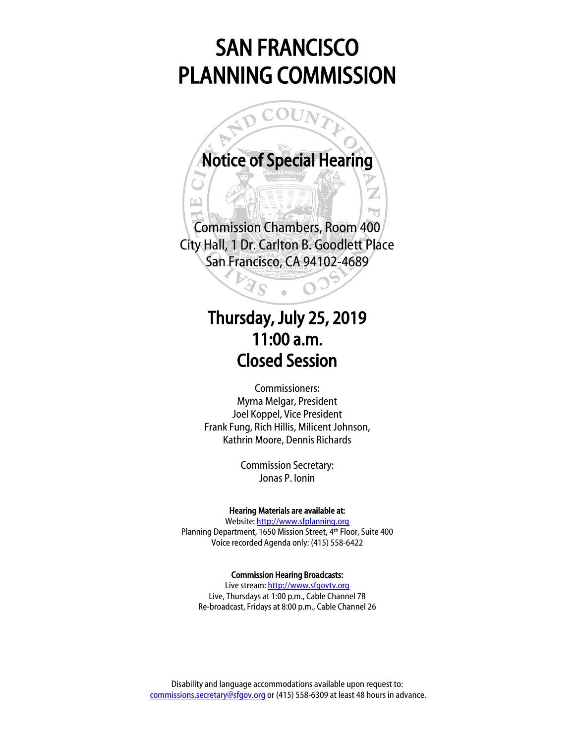# SAN FRANCISCO PLANNING COMMISSION

## Notice of Special Hearing

Commission Chambers, Room 400
City Hall, 1 Dr. Carlton B. Goodlett Place
San Francisco, CA 94102-4689

## Thursday, July 25, 2019
## 11:00 a.m.
## Closed Session

Commissioners:
Myrna Melgar, President
Joel Koppel, Vice President
Frank Fung, Rich Hillis, Milicent Johnson,
Kathrin Moore, Dennis Richards

Commission Secretary:
Jonas P. Ionin

**Hearing Materials are available at:**
Website: http://www.sfplanning.org
Planning Department, 1650 Mission Street, 4th Floor, Suite 400
Voice recorded Agenda only: (415) 558-6422

**Commission Hearing Broadcasts:**
Live stream: http://www.sfgovtv.org
Live, Thursdays at 1:00 p.m., Cable Channel 78
Re-broadcast, Fridays at 8:00 p.m., Cable Channel 26

Disability and language accommodations available upon request to:
commissions.secretary@sfgov.org or (415) 558-6309 at least 48 hours in advance.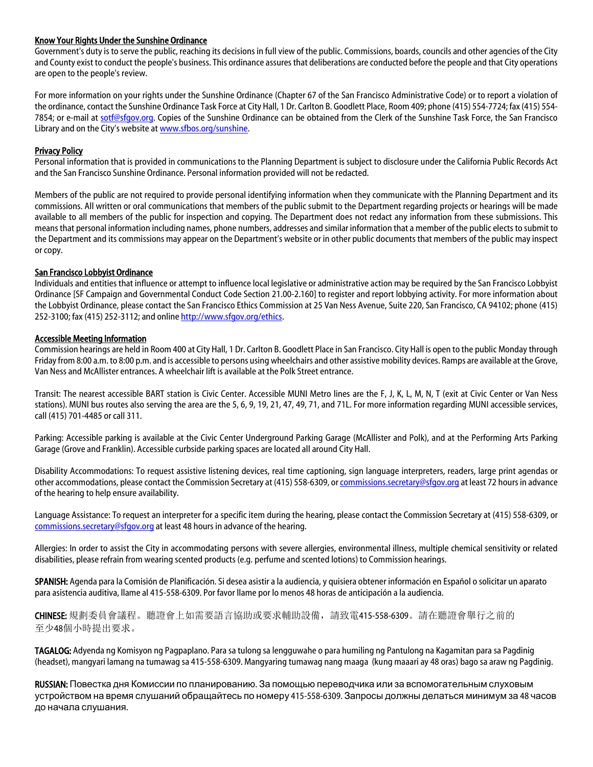**Know Your Rights Under the Sunshine Ordinance**

Government's duty is to serve the public, reaching its decisions in full view of the public. Commissions, boards, councils and other agencies of the City and County exist to conduct the people's business. This ordinance assures that deliberations are conducted before the people and that City operations are open to the people's review.

For more information on your rights under the Sunshine Ordinance (Chapter 67 of the San Francisco Administrative Code) or to report a violation of the ordinance, contact the Sunshine Ordinance Task Force at City Hall, 1 Dr. Carlton B. Goodlett Place, Room 409; phone (415) 554-7724; fax (415) 554-7854; or e-mail at sotf@sfgov.org. Copies of the Sunshine Ordinance can be obtained from the Clerk of the Sunshine Task Force, the San Francisco Library and on the City's website at www.sfbos.org/sunshine.

**Privacy Policy**

Personal information that is provided in communications to the Planning Department is subject to disclosure under the California Public Records Act and the San Francisco Sunshine Ordinance. Personal information provided will not be redacted.

Members of the public are not required to provide personal identifying information when they communicate with the Planning Department and its commissions. All written or oral communications that members of the public submit to the Department regarding projects or hearings will be made available to all members of the public for inspection and copying. The Department does not redact any information from these submissions. This means that personal information including names, phone numbers, addresses and similar information that a member of the public elects to submit to the Department and its commissions may appear on the Department's website or in other public documents that members of the public may inspect or copy.

**San Francisco Lobbyist Ordinance**

Individuals and entities that influence or attempt to influence local legislative or administrative action may be required by the San Francisco Lobbyist Ordinance [SF Campaign and Governmental Conduct Code Section 21.00-2.160] to register and report lobbying activity. For more information about the Lobbyist Ordinance, please contact the San Francisco Ethics Commission at 25 Van Ness Avenue, Suite 220, San Francisco, CA 94102; phone (415) 252-3100; fax (415) 252-3112; and online http://www.sfgov.org/ethics.

**Accessible Meeting Information**

Commission hearings are held in Room 400 at City Hall, 1 Dr. Carlton B. Goodlett Place in San Francisco. City Hall is open to the public Monday through Friday from 8:00 a.m. to 8:00 p.m. and is accessible to persons using wheelchairs and other assistive mobility devices. Ramps are available at the Grove, Van Ness and McAllister entrances. A wheelchair lift is available at the Polk Street entrance.

Transit: The nearest accessible BART station is Civic Center. Accessible MUNI Metro lines are the F, J, K, L, M, N, T (exit at Civic Center or Van Ness stations). MUNI bus routes also serving the area are the 5, 6, 9, 19, 21, 47, 49, 71, and 71L. For more information regarding MUNI accessible services, call (415) 701-4485 or call 311.

Parking: Accessible parking is available at the Civic Center Underground Parking Garage (McAllister and Polk), and at the Performing Arts Parking Garage (Grove and Franklin). Accessible curbside parking spaces are located all around City Hall.

Disability Accommodations: To request assistive listening devices, real time captioning, sign language interpreters, readers, large print agendas or other accommodations, please contact the Commission Secretary at (415) 558-6309, or commissions.secretary@sfgov.org at least 72 hours in advance of the hearing to help ensure availability.

Language Assistance: To request an interpreter for a specific item during the hearing, please contact the Commission Secretary at (415) 558-6309, or commissions.secretary@sfgov.org at least 48 hours in advance of the hearing.

Allergies: In order to assist the City in accommodating persons with severe allergies, environmental illness, multiple chemical sensitivity or related disabilities, please refrain from wearing scented products (e.g. perfume and scented lotions) to Commission hearings.

**SPANISH:** Agenda para la Comisión de Planificación. Si desea asistir a la audiencia, y quisiera obtener información en Español o solicitar un aparato para asistencia auditiva, llame al 415-558-6309. Por favor llame por lo menos 48 horas de anticipación a la audiencia.

**CHINESE:** 規劃委員會議程。聽證會上如需要語言協助或要求輔助設備，請致電415-558-6309。請在聽證會舉行之前的至少48個小時提出要求。

**TAGALOG:** Adyenda ng Komisyon ng Pagpaplano. Para sa tulong sa lengguwahe o para humiling ng Pantulong na Kagamitan para sa Pagdinig (headset), mangyari lamang na tumawag sa 415-558-6309. Mangyaring tumawag nang maaga (kung maaari ay 48 oras) bago sa araw ng Pagdinig.

**RUSSIAN:** Повестка дня Комиссии по планированию. За помощью переводчика или за вспомогательным слуховым устройством на время слушаний обращайтесь по номеру 415-558-6309. Запросы должны делаться минимум за 48 часов до начала слушания.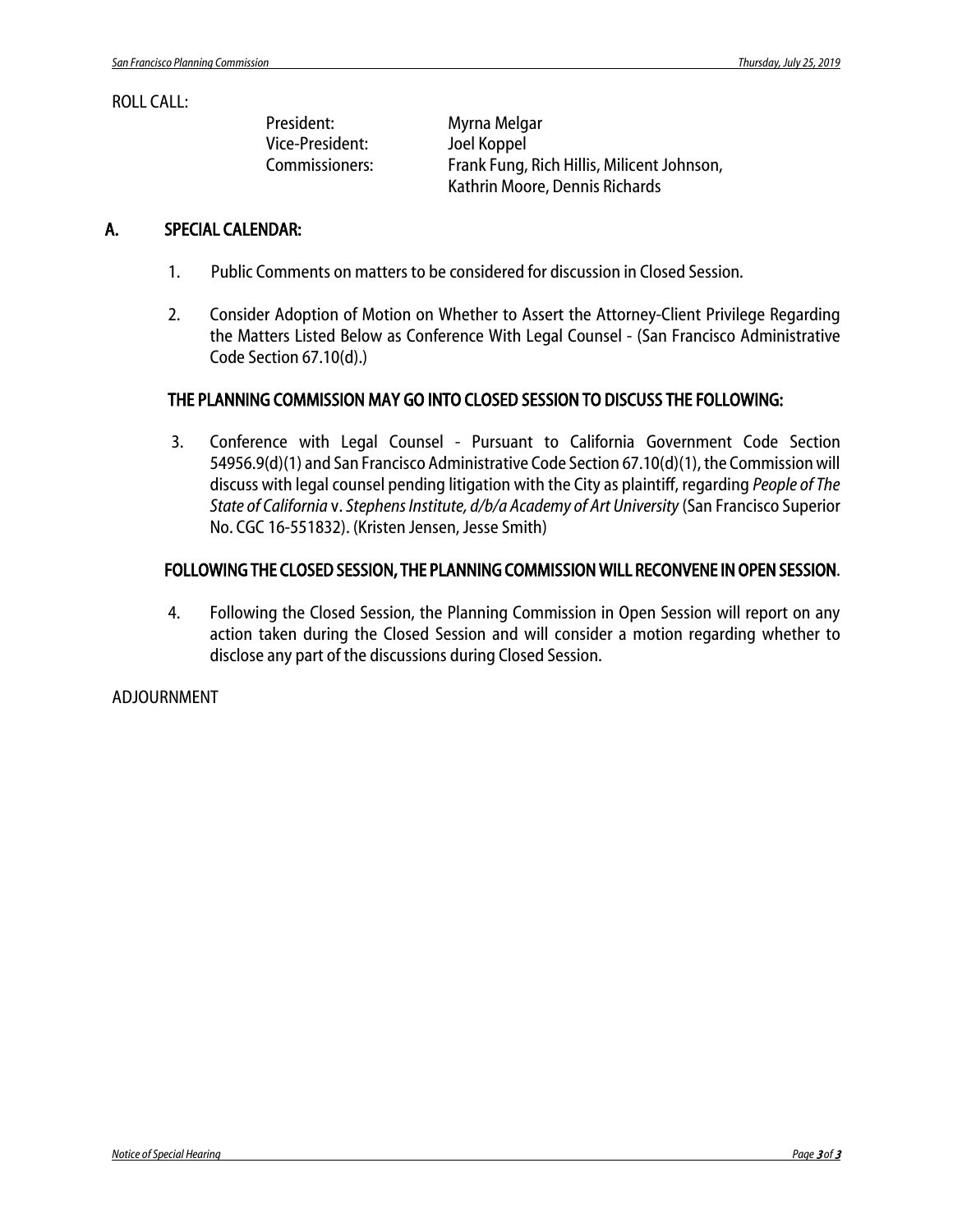ROLL CALL:

| | |
|---|---|
| President: | Myrna Melgar |
| Vice-President: | Joel Koppel |
| Commissioners: | Frank Fung, Rich Hillis, Milicent Johnson, Kathrin Moore, Dennis Richards |

## A. SPECIAL CALENDAR:

1. Public Comments on matters to be considered for discussion in Closed Session.

2. Consider Adoption of Motion on Whether to Assert the Attorney-Client Privilege Regarding the Matters Listed Below as Conference With Legal Counsel - (San Francisco Administrative Code Section 67.10(d).)

### THE PLANNING COMMISSION MAY GO INTO CLOSED SESSION TO DISCUSS THE FOLLOWING:

3. Conference with Legal Counsel - Pursuant to California Government Code Section 54956.9(d)(1) and San Francisco Administrative Code Section 67.10(d)(1), the Commission will discuss with legal counsel pending litigation with the City as plaintiff, regarding *People of The State of California* v. *Stephens Institute, d/b/a Academy of Art University* (San Francisco Superior No. CGC 16-551832). (Kristen Jensen, Jesse Smith)

### FOLLOWING THE CLOSED SESSION, THE PLANNING COMMISSION WILL RECONVENE IN OPEN SESSION.

4. Following the Closed Session, the Planning Commission in Open Session will report on any action taken during the Closed Session and will consider a motion regarding whether to disclose any part of the discussions during Closed Session.

ADJOURNMENT